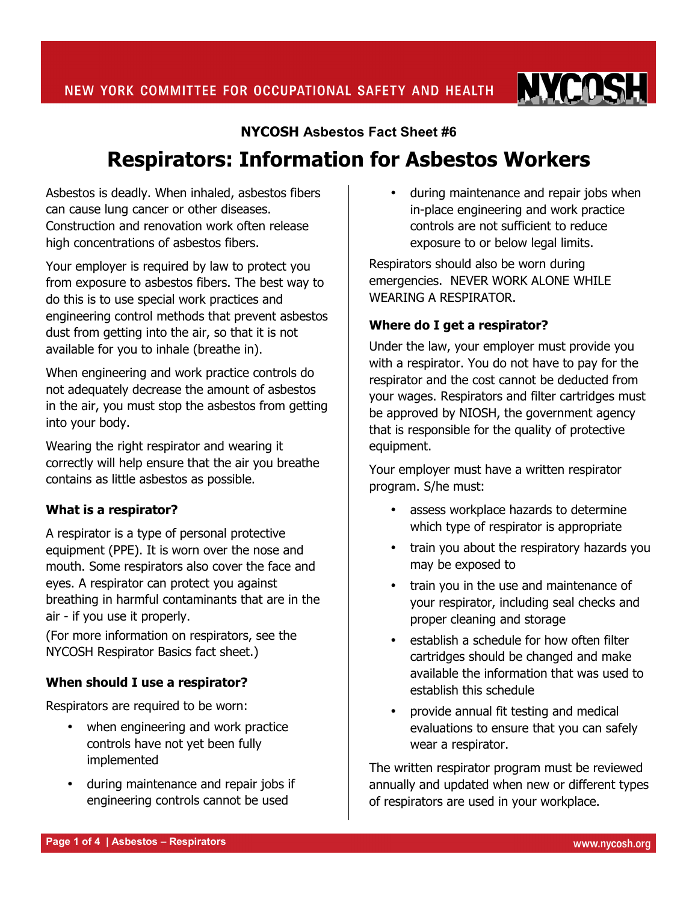NYCOSH Asbestos Fact Sheet #6

# Respirators: Information for Asbestos Workers

Asbestos is deadly. When inhaled, asbestos fibers can cause lung cancer or other diseases. Construction and renovation work often release high concentrations of asbestos fibers.

Your employer is required by law to protect you from exposure to asbestos fibers. The best way to do this is to use special work practices and engineering control methods that prevent asbestos dust from getting into the air, so that it is not available for you to inhale (breathe in).

When engineering and work practice controls do not adequately decrease the amount of asbestos in the air, you must stop the asbestos from getting into your body.

Wearing the right respirator and wearing it correctly will help ensure that the air you breathe contains as little asbestos as possible.

## What is a respirator?

A respirator is a type of personal protective equipment (PPE). It is worn over the nose and mouth. Some respirators also cover the face and eyes. A respirator can protect you against breathing in harmful contaminants that are in the air - if you use it properly.

(For more information on respirators, see the NYCOSH Respirator Basics fact sheet.)

## When should I use a respirator?

Respirators are required to be worn:

- when engineering and work practice controls have not yet been fully implemented
- during maintenance and repair jobs if engineering controls cannot be used
- during maintenance and repair jobs when in-place engineering and work practice controls are not sufficient to reduce exposure to or below legal limits.

Respirators should also be worn during emergencies. NEVER WORK ALONE WHILE WEARING A RESPIRATOR.

## Where do I get a respirator?

Under the law, your employer must provide you with a respirator. You do not have to pay for the respirator and the cost cannot be deducted from your wages. Respirators and filter cartridges must be approved by NIOSH, the government agency that is responsible for the quality of protective equipment.

Your employer must have a written respirator program. S/he must:

- assess workplace hazards to determine which type of respirator is appropriate
- train you about the respiratory hazards you may be exposed to
- train you in the use and maintenance of your respirator, including seal checks and proper cleaning and storage
- establish a schedule for how often filter cartridges should be changed and make available the information that was used to establish this schedule
- provide annual fit testing and medical evaluations to ensure that you can safely wear a respirator.

The written respirator program must be reviewed annually and updated when new or different types of respirators are used in your workplace.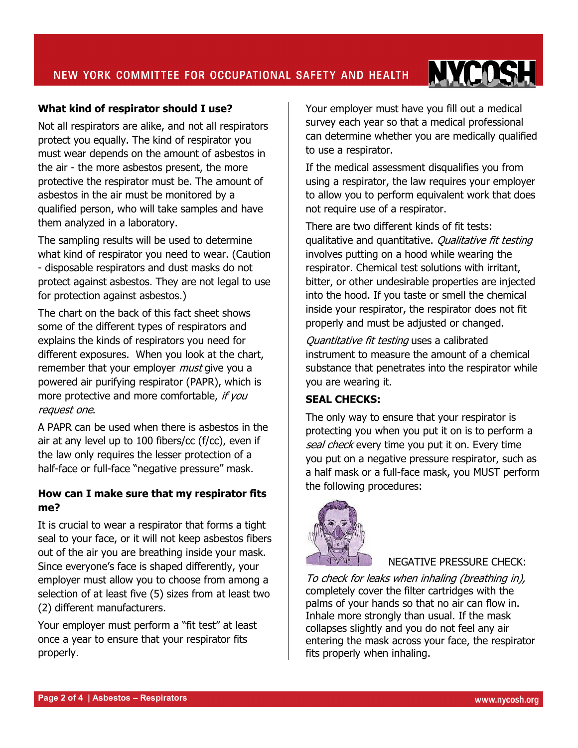### What kind of respirator should I use?

Not all respirators are alike, and not all respirators protect you equally. The kind of respirator you must wear depends on the amount of asbestos in the air - the more asbestos present, the more protective the respirator must be. The amount of asbestos in the air must be monitored by a qualified person, who will take samples and have them analyzed in a laboratory.

The sampling results will be used to determine what kind of respirator you need to wear. (Caution - disposable respirators and dust masks do not protect against asbestos. They are not legal to use for protection against asbestos.)

The chart on the back of this fact sheet shows some of the different types of respirators and explains the kinds of respirators you need for different exposures. When you look at the chart, remember that your employer *must* give you a powered air purifying respirator (PAPR), which is more protective and more comfortable, *if you request one*.

A PAPR can be used when there is asbestos in the air at any level up to 100 fibers/cc (f/cc), even if the law only requires the lesser protection of a half-face or full-face "negative pressure" mask.

### How can I make sure that my respirator fits me?

It is crucial to wear a respirator that forms a tight seal to your face, or it will not keep asbestos fibers out of the air you are breathing inside your mask. Since everyone's face is shaped differently, your employer must allow you to choose from among a selection of at least five (5) sizes from at least two (2) different manufacturers.

Your employer must perform a "fit test" at least once a year to ensure that your respirator fits properly.

Your employer must have you fill out a medical survey each year so that a medical professional can determine whether you are medically qualified to use a respirator.

If the medical assessment disqualifies you from using a respirator, the law requires your employer to allow you to perform equivalent work that does not require use of a respirator.

There are two different kinds of fit tests: qualitative and quantitative. *Qualitative fit testing* involves putting on a hood while wearing the respirator. Chemical test solutions with irritant, bitter, or other undesirable properties are injected into the hood. If you taste or smell the chemical inside your respirator, the respirator does not fit properly and must be adjusted or changed.

*Quantitative fit testing* uses a calibrated instrument to measure the amount of a chemical substance that penetrates into the respirator while you are wearing it.

**SEAL CHECKS:**

The only way to ensure that your respirator is protecting you when you put it on is to perform a *seal check* every time you put it on. Every time you put on a negative pressure respirator, such as a half mask or a full-face mask, you MUST perform the following procedures:

NEGATIVE PRESSURE CHECK:

*To check for leaks when inhaling (breathing in),* completely cover the filter cartridges with the palms of your hands so that no air can flow in. Inhale more strongly than usual. If the mask collapses slightly and you do not feel any air entering the mask across your face, the respirator fits properly when inhaling.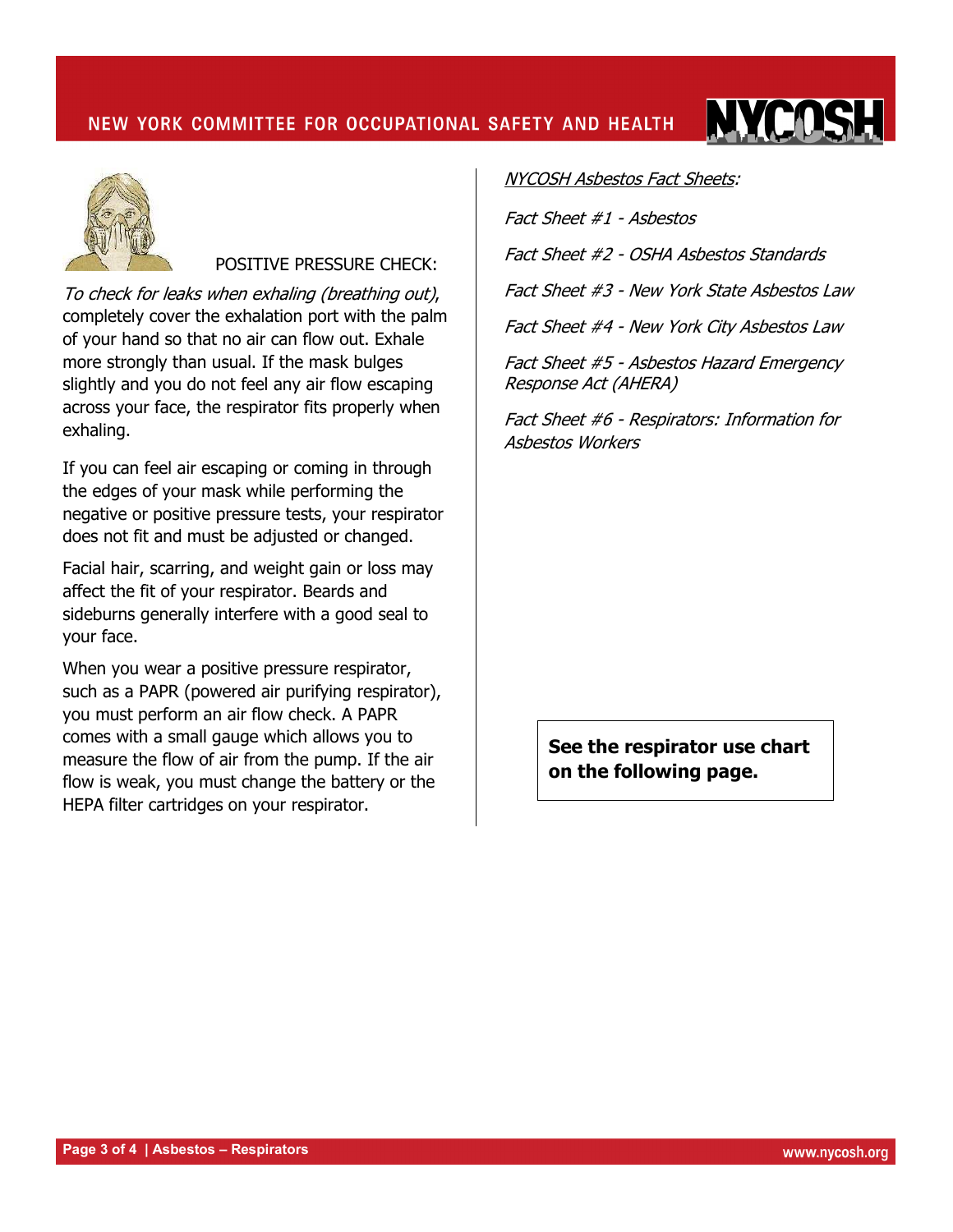POSITIVE PRESSURE CHECK:

*To check for leaks when exhaling (breathing out)*, completely cover the exhalation port with the palm of your hand so that no air can flow out. Exhale more strongly than usual. If the mask bulges slightly and you do not feel any air flow escaping across your face, the respirator fits properly when exhaling.

If you can feel air escaping or coming in through the edges of your mask while performing the negative or positive pressure tests, your respirator does not fit and must be adjusted or changed.

Facial hair, scarring, and weight gain or loss may affect the fit of your respirator. Beards and sideburns generally interfere with a good seal to your face.

When you wear a positive pressure respirator, such as a PAPR (powered air purifying respirator), you must perform an air flow check. A PAPR comes with a small gauge which allows you to measure the flow of air from the pump. If the air flow is weak, you must change the battery or the HEPA filter cartridges on your respirator.

*NYCOSH Asbestos Fact Sheets:*

*Fact Sheet #1 - Asbestos*

*Fact Sheet #2 - OSHA Asbestos Standards*

*Fact Sheet #3 - New York State Asbestos Law*

*Fact Sheet #4 - New York City Asbestos Law*

*Fact Sheet #5 - Asbestos Hazard Emergency Response Act (AHERA)*

*Fact Sheet #6 - Respirators: Information for Asbestos Workers*

**See the respirator use chart on the following page.**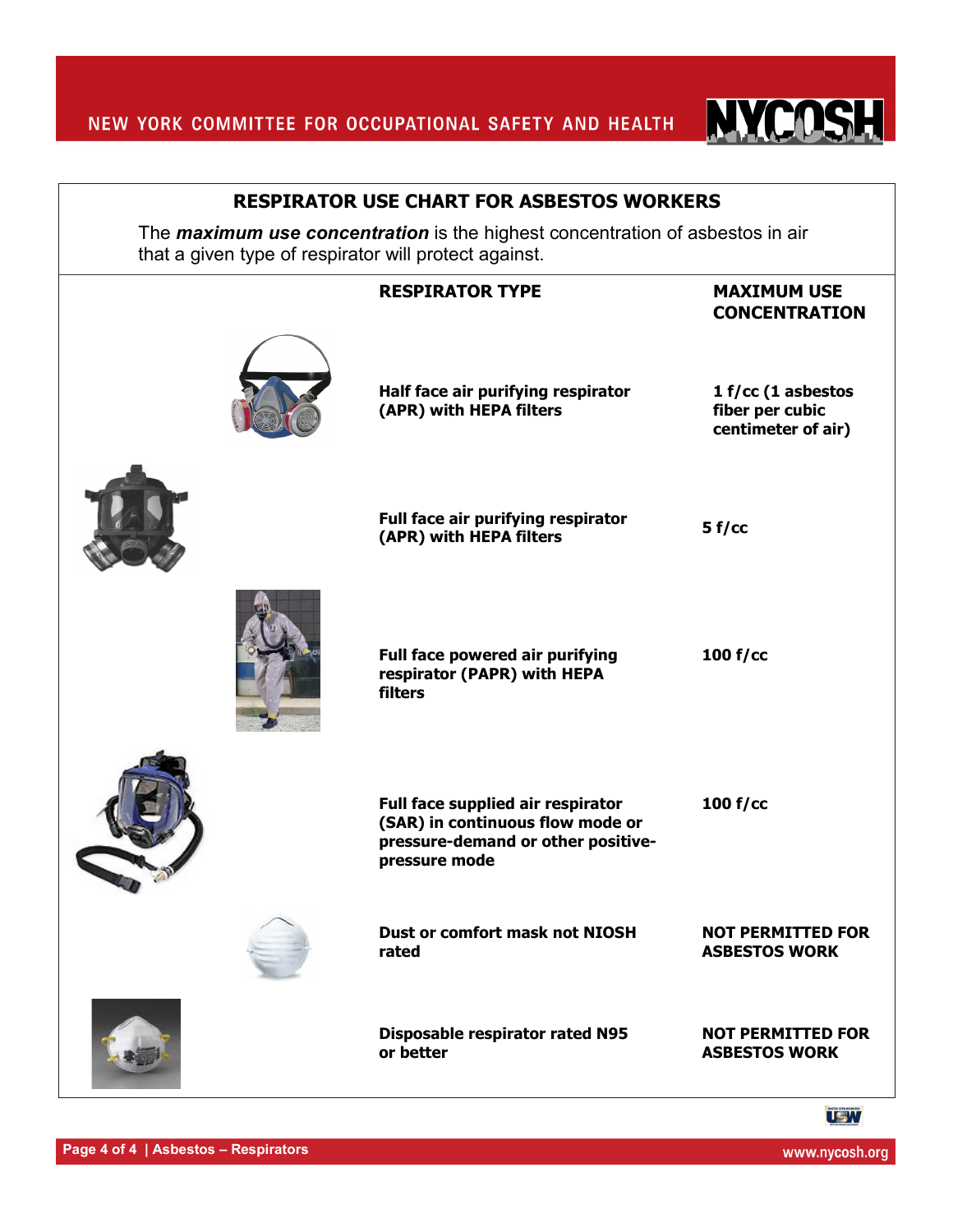## RESPIRATOR USE CHART FOR ASBESTOS WORKERS

The ***maximum use concentration*** is the highest concentration of asbestos in air that a given type of respirator will protect against.

| RESPIRATOR TYPE | MAXIMUM USE CONCENTRATION |
|---|---|
| **Half face air purifying respirator (APR) with HEPA filters** | **1 f/cc (1 asbestos fiber per cubic centimeter of air)** |
| **Full face air purifying respirator (APR) with HEPA filters** | **5 f/cc** |
| **Full face powered air purifying respirator (PAPR) with HEPA filters** | **100 f/cc** |
| **Full face supplied air respirator (SAR) in continuous flow mode or pressure-demand or other positive-pressure mode** | **100 f/cc** |
| **Dust or comfort mask not NIOSH rated** | **NOT PERMITTED FOR ASBESTOS WORK** |
| **Disposable respirator rated N95 or better** | **NOT PERMITTED FOR ASBESTOS WORK** |